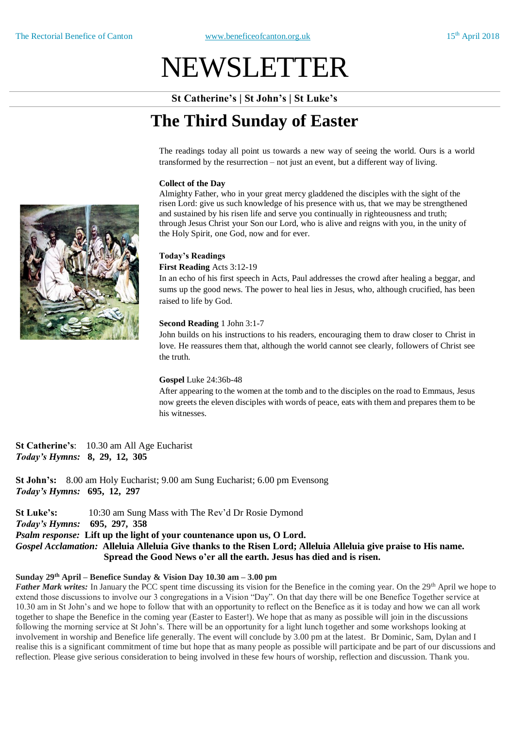The Rectorial Benefice of Canton www.beneficeofcanton.org.uk 15th April 2018

# NEWSLETTER

**St Catherine's | St John's | St Luke's**

# The Third Sunday of Easter

The readings today all point us towards a new way of seeing the world. Ours is a world transformed by the resurrection – not just an event, but a different way of living.

**Collect of the Day**

Almighty Father, who in your great mercy gladdened the disciples with the sight of the risen Lord: give us such knowledge of his presence with us, that we may be strengthened and sustained by his risen life and serve you continually in righteousness and truth; through Jesus Christ your Son our Lord, who is alive and reigns with you, in the unity of the Holy Spirit, one God, now and for ever.

**Today's Readings**

**First Reading** Acts 3:12-19

In an echo of his first speech in Acts, Paul addresses the crowd after healing a beggar, and sums up the good news. The power to heal lies in Jesus, who, although crucified, has been raised to life by God.

**Second Reading** 1 John 3:1-7

John builds on his instructions to his readers, encouraging them to draw closer to Christ in love. He reassures them that, although the world cannot see clearly, followers of Christ see the truth.

**Gospel** Luke 24:36b-48

After appearing to the women at the tomb and to the disciples on the road to Emmaus, Jesus now greets the eleven disciples with words of peace, eats with them and prepares them to be his witnesses.

**St Catherine's**: 10.30 am All Age Eucharist
***Today's Hymns:*** **8, 29, 12, 305**

**St John's:** 8.00 am Holy Eucharist; 9.00 am Sung Eucharist; 6.00 pm Evensong
***Today's Hymns:*** **695, 12, 297**

**St Luke's:** 10:30 am Sung Mass with The Rev'd Dr Rosie Dymond
***Today's Hymns:*** **695, 297, 358**
***Psalm response:*** **Lift up the light of your countenance upon us, O Lord.**
***Gospel Acclamation:*** **Alleluia Alleluia Give thanks to the Risen Lord; Alleluia Alleluia give praise to His name. Spread the Good News o'er all the earth. Jesus has died and is risen.**

**Sunday 29th April – Benefice Sunday & Vision Day 10.30 am – 3.00 pm**

***Father Mark writes:*** In January the PCC spent time discussing its vision for the Benefice in the coming year. On the 29th April we hope to extend those discussions to involve our 3 congregations in a Vision "Day". On that day there will be one Benefice Together service at 10.30 am in St John's and we hope to follow that with an opportunity to reflect on the Benefice as it is today and how we can all work together to shape the Benefice in the coming year (Easter to Easter!). We hope that as many as possible will join in the discussions following the morning service at St John's. There will be an opportunity for a light lunch together and some workshops looking at involvement in worship and Benefice life generally. The event will conclude by 3.00 pm at the latest. Br Dominic, Sam, Dylan and I realise this is a significant commitment of time but hope that as many people as possible will participate and be part of our discussions and reflection. Please give serious consideration to being involved in these few hours of worship, reflection and discussion. Thank you.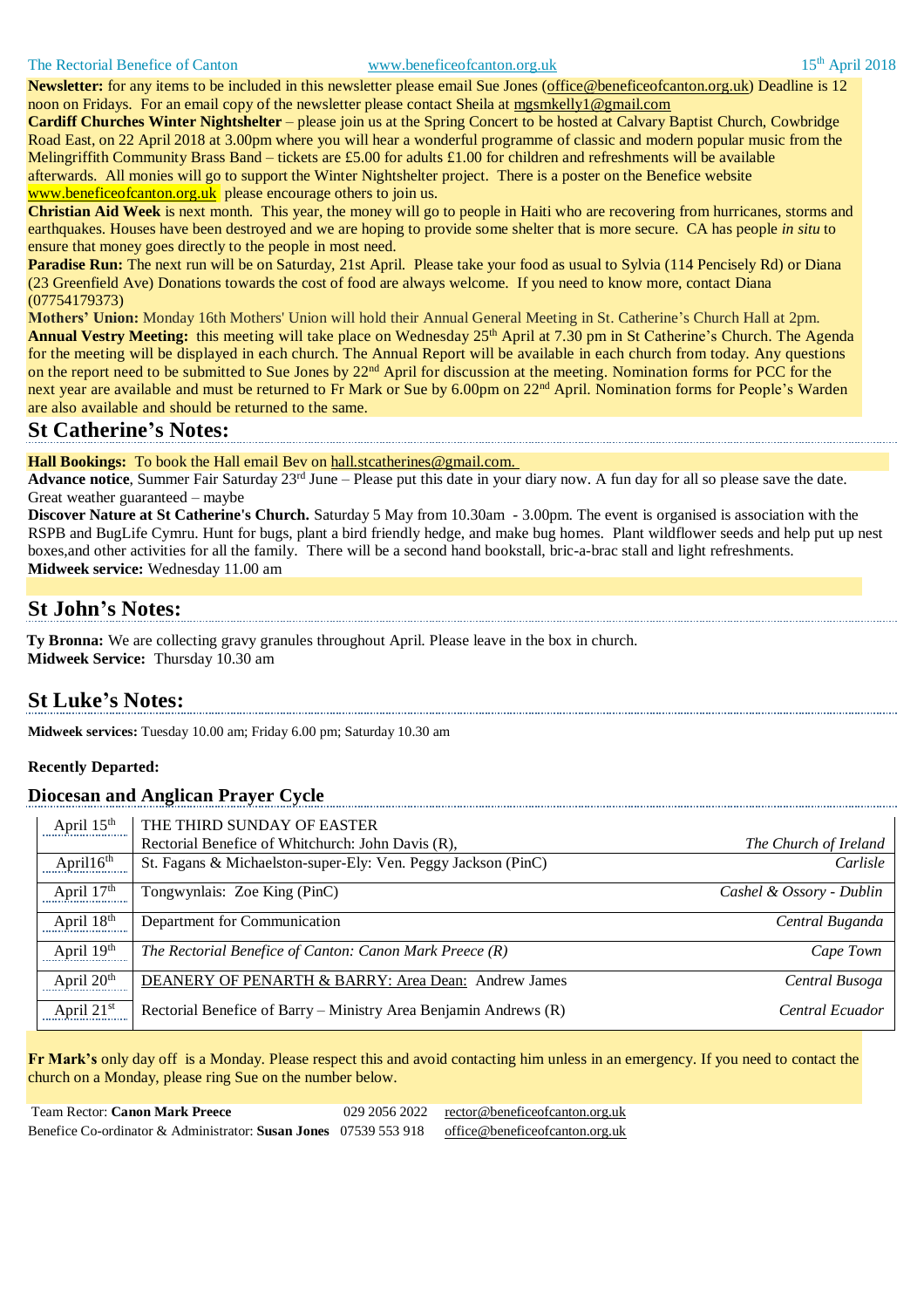**Newsletter:** for any items to be included in this newsletter please email Sue Jones (office@beneficeofcanton.org.uk) Deadline is 12 noon on Fridays. For an email copy of the newsletter please contact Sheila at mgsmkelly1@gmail.com

**Cardiff Churches Winter Nightshelter** – please join us at the Spring Concert to be hosted at Calvary Baptist Church, Cowbridge Road East, on 22 April 2018 at 3.00pm where you will hear a wonderful programme of classic and modern popular music from the Melingriffith Community Brass Band – tickets are £5.00 for adults £1.00 for children and refreshments will be available afterwards. All monies will go to support the Winter Nightshelter project. There is a poster on the Benefice website www.beneficeofcanton.org.uk please encourage others to join us.

**Christian Aid Week** is next month. This year, the money will go to people in Haiti who are recovering from hurricanes, storms and earthquakes. Houses have been destroyed and we are hoping to provide some shelter that is more secure. CA has people *in situ* to ensure that money goes directly to the people in most need.

**Paradise Run:** The next run will be on Saturday, 21st April. Please take your food as usual to Sylvia (114 Pencisely Rd) or Diana (23 Greenfield Ave) Donations towards the cost of food are always welcome. If you need to know more, contact Diana (07754179373)

**Mothers' Union:** Monday 16th Mothers' Union will hold their Annual General Meeting in St. Catherine's Church Hall at 2pm.

**Annual Vestry Meeting:** this meeting will take place on Wednesday 25th April at 7.30 pm in St Catherine's Church. The Agenda for the meeting will be displayed in each church. The Annual Report will be available in each church from today. Any questions on the report need to be submitted to Sue Jones by 22nd April for discussion at the meeting. Nomination forms for PCC for the next year are available and must be returned to Fr Mark or Sue by 6.00pm on 22nd April. Nomination forms for People's Warden are also available and should be returned to the same.

## St Catherine's Notes:

**Hall Bookings:** To book the Hall email Bev on hall.stcatherines@gmail.com.

**Advance notice**, Summer Fair Saturday 23rd June – Please put this date in your diary now. A fun day for all so please save the date. Great weather guaranteed – maybe

**Discover Nature at St Catherine's Church.** Saturday 5 May from 10.30am - 3.00pm. The event is organised is association with the RSPB and BugLife Cymru. Hunt for bugs, plant a bird friendly hedge, and make bug homes. Plant wildflower seeds and help put up nest boxes,and other activities for all the family. There will be a second hand bookstall, bric-a-brac stall and light refreshments.

**Midweek service:** Wednesday 11.00 am

## St John's Notes:

**Ty Bronna:** We are collecting gravy granules throughout April. Please leave in the box in church.

**Midweek Service:** Thursday 10.30 am

## St Luke's Notes:

**Midweek services:** Tuesday 10.00 am; Friday 6.00 pm; Saturday 10.30 am

**Recently Departed:**

### Diocesan and Anglican Prayer Cycle

| | | |
|---|---|---|
| April 15th | THE THIRD SUNDAY OF EASTER<br>Rectorial Benefice of Whitchurch: John Davis (R), | *The Church of Ireland* |
| April16th | St. Fagans & Michaelston-super-Ely: Ven. Peggy Jackson (PinC) | *Carlisle* |
| April 17th | Tongwynlais: Zoe King (PinC) | *Cashel & Ossory - Dublin* |
| April 18th | Department for Communication | *Central Buganda* |
| April 19th | *The Rectorial Benefice of Canton: Canon Mark Preece (R)* | *Cape Town* |
| April 20th | DEANERY OF PENARTH & BARRY: Area Dean: Andrew James | *Central Busoga* |
| April 21st | Rectorial Benefice of Barry – Ministry Area Benjamin Andrews (R) | *Central Ecuador* |

**Fr Mark's** only day off is a Monday. Please respect this and avoid contacting him unless in an emergency. If you need to contact the church on a Monday, please ring Sue on the number below.

Team Rector: **Canon Mark Preece** 029 2056 2022 rector@beneficeofcanton.org.uk
Benefice Co-ordinator & Administrator: **Susan Jones** 07539 553 918 office@beneficeofcanton.org.uk